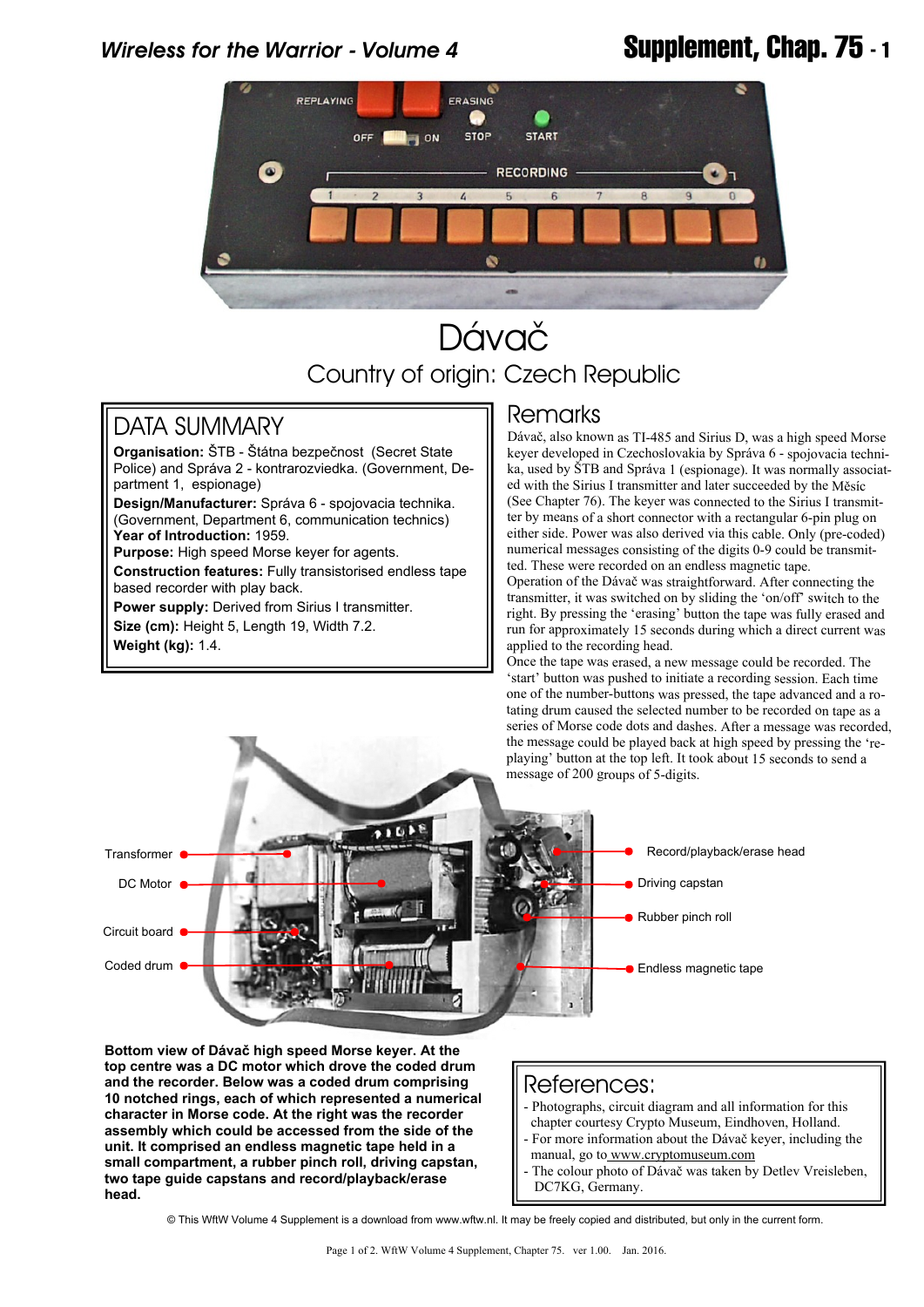# Dávač

## Country of origin: Czech Republic

### DATA SUMMARY

**Organisation:** ŠTB - Štátna bezpečnost (Secret State Police) and Správa 2 - kontrarozviedka. (Government, Department 1, espionage)

**Design/Manufacturer:** Správa 6 - spojovacia technika. (Government, Department 6, communication technics)

**Year of Introduction:** 1959.

**Purpose:** High speed Morse keyer for agents.

**Construction features:** Fully transistorised endless tape based recorder with play back.

**Power supply:** Derived from Sirius I transmitter.

**Size (cm):** Height 5, Length 19, Width 7.2.

**Weight (kg):** 1.4.

### Remarks

Dávač, also known as TI-485 and Sirius D, was a high speed Morse keyer developed in Czechoslovakia by Správa 6 - spojovacia technika, used by ŠTB and Správa 1 (espionage). It was normally associated with the Sirius I transmitter and later succeeded by the Měsíc (See Chapter 76). The keyer was connected to the Sirius I transmitter by means of a short connector with a rectangular 6-pin plug on either side. Power was also derived via this cable. Only (pre-coded) numerical messages consisting of the digits 0-9 could be transmitted. These were recorded on an endless magnetic tape.

Operation of the Dávač was straightforward. After connecting the transmitter, it was switched on by sliding the 'on/off' switch to the right. By pressing the 'erasing' button the tape was fully erased and run for approximately 15 seconds during which a direct current was applied to the recording head.

Once the tape was erased, a new message could be recorded. The 'start' button was pushed to initiate a recording session. Each time one of the number-buttons was pressed, the tape advanced and a rotating drum caused the selected number to be recorded on tape as a series of Morse code dots and dashes. After a message was recorded, the message could be played back at high speed by pressing the 'replaying' button at the top left. It took about 15 seconds to send a message of 200 groups of 5-digits.

Transformer — DC Motor — Circuit board — Coded drum — Record/playback/erase head — Driving capstan — Rubber pinch roll — Endless magnetic tape

**Bottom view of Dávač high speed Morse keyer. At the top centre was a DC motor which drove the coded drum and the recorder. Below was a coded drum comprising 10 notched rings, each of which represented a numerical character in Morse code. At the right was the recorder assembly which could be accessed from the side of the unit. It comprised an endless magnetic tape held in a small compartment, a rubber pinch roll, driving capstan, two tape guide capstans and record/playback/erase head.**

### References:

- Photographs, circuit diagram and all information for this chapter courtesy Crypto Museum, Eindhoven, Holland.
- For more information about the Dávač keyer, including the manual, go to www.cryptomuseum.com
- The colour photo of Dávač was taken by Detlev Vreisleben, DC7KG, Germany.

© This WftW Volume 4 Supplement is a download from www.wftw.nl. It may be freely copied and distributed, but only in the current form.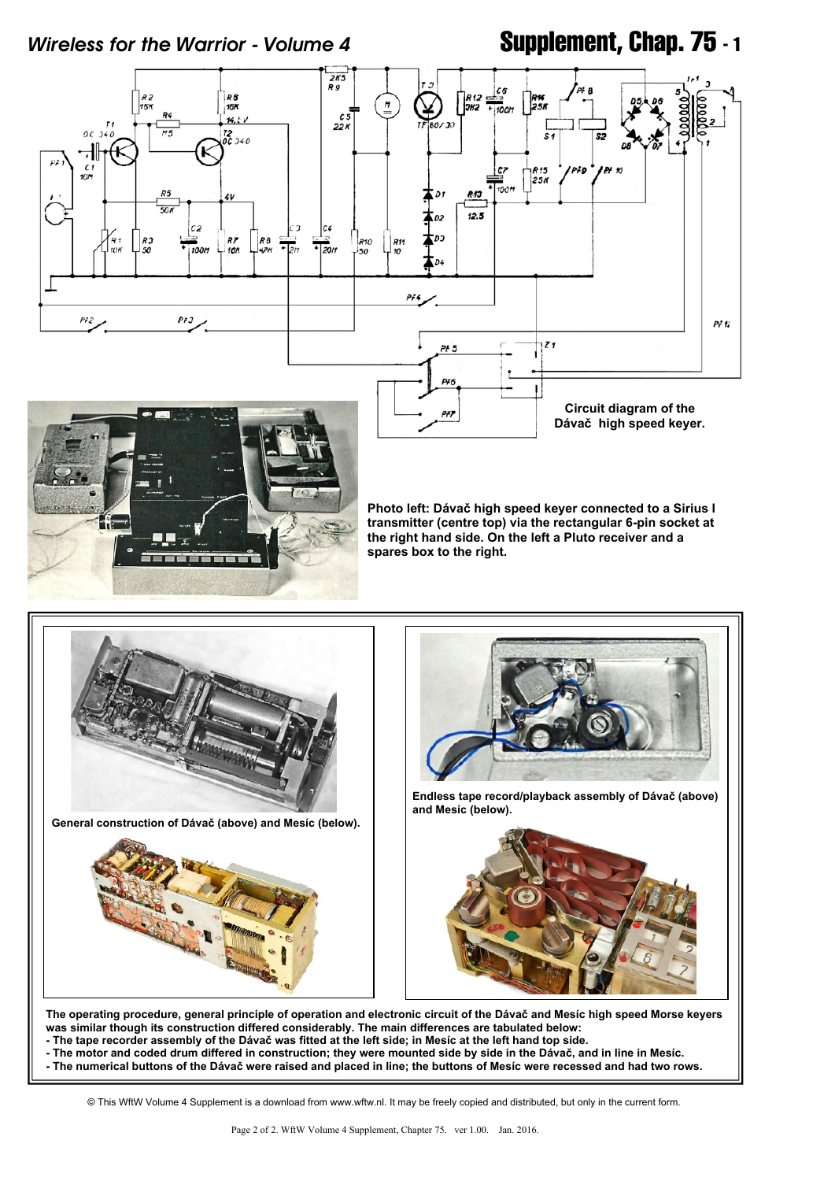Circuit diagram of the Dávač high speed keyer.

Photo left: Dávač high speed keyer connected to a Sirius I transmitter (centre top) via the rectangular 6-pin socket at the right hand side. On the left a Pluto receiver and a spares box to the right.

General construction of Dávač (above) and Mesíc (below).

Endless tape record/playback assembly of Dávač (above) and Mesíc (below).

**The operating procedure, general principle of operation and electronic circuit of the Dávač and Mesíc high speed Morse keyers was similar though its construction differed considerably. The main differences are tabulated below:**

- **The tape recorder assembly of the Dávač was fitted at the left side; in Mesíc at the right at the left hand top side.**
- **The motor and coded drum differed in construction; they were mounted side by side in the Dávač, and in line in Mesíc.**
- **The numerical buttons of the Dávač were raised and placed in line; the buttons of Mesíc were recessed and had two rows.**

© This WftW Volume 4 Supplement is a download from www.wftw.nl. It may be freely copied and distributed, but only in the current form.